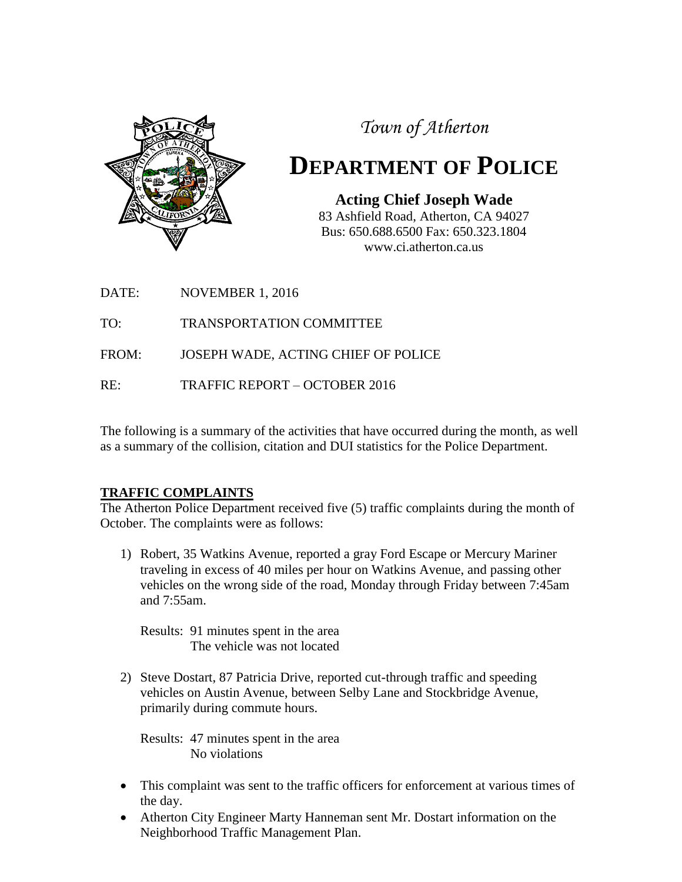*Town of Atherton*

# DEPARTMENT OF POLICE

**Acting Chief Joseph Wade**
83 Ashfield Road, Atherton, CA 94027
Bus: 650.688.6500 Fax: 650.323.1804
www.ci.atherton.ca.us

DATE: NOVEMBER 1, 2016

TO: TRANSPORTATION COMMITTEE

FROM: JOSEPH WADE, ACTING CHIEF OF POLICE

RE: TRAFFIC REPORT – OCTOBER 2016

The following is a summary of the activities that have occurred during the month, as well as a summary of the collision, citation and DUI statistics for the Police Department.

## TRAFFIC COMPLAINTS

The Atherton Police Department received five (5) traffic complaints during the month of October. The complaints were as follows:

1) Robert, 35 Watkins Avenue, reported a gray Ford Escape or Mercury Mariner traveling in excess of 40 miles per hour on Watkins Avenue, and passing other vehicles on the wrong side of the road, Monday through Friday between 7:45am and 7:55am.

   Results: 91 minutes spent in the area
   The vehicle was not located

2) Steve Dostart, 87 Patricia Drive, reported cut-through traffic and speeding vehicles on Austin Avenue, between Selby Lane and Stockbridge Avenue, primarily during commute hours.

   Results: 47 minutes spent in the area
   No violations

- This complaint was sent to the traffic officers for enforcement at various times of the day.
- Atherton City Engineer Marty Hanneman sent Mr. Dostart information on the Neighborhood Traffic Management Plan.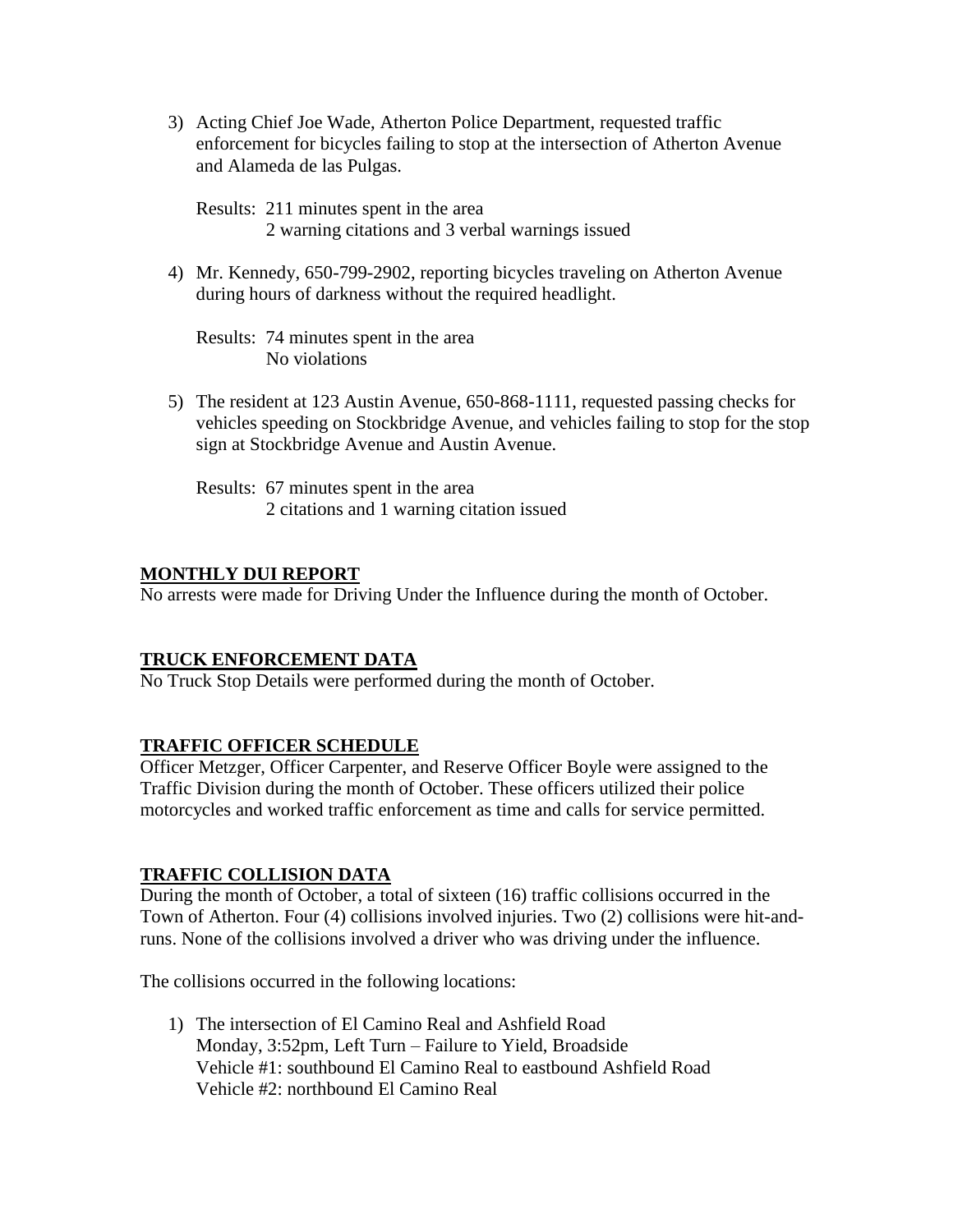3) Acting Chief Joe Wade, Atherton Police Department, requested traffic enforcement for bicycles failing to stop at the intersection of Atherton Avenue and Alameda de las Pulgas.

   Results: 211 minutes spent in the area
   2 warning citations and 3 verbal warnings issued

4) Mr. Kennedy, 650-799-2902, reporting bicycles traveling on Atherton Avenue during hours of darkness without the required headlight.

   Results: 74 minutes spent in the area
   No violations

5) The resident at 123 Austin Avenue, 650-868-1111, requested passing checks for vehicles speeding on Stockbridge Avenue, and vehicles failing to stop for the stop sign at Stockbridge Avenue and Austin Avenue.

   Results: 67 minutes spent in the area
   2 citations and 1 warning citation issued

## MONTHLY DUI REPORT

No arrests were made for Driving Under the Influence during the month of October.

## TRUCK ENFORCEMENT DATA

No Truck Stop Details were performed during the month of October.

## TRAFFIC OFFICER SCHEDULE

Officer Metzger, Officer Carpenter, and Reserve Officer Boyle were assigned to the Traffic Division during the month of October. These officers utilized their police motorcycles and worked traffic enforcement as time and calls for service permitted.

## TRAFFIC COLLISION DATA

During the month of October, a total of sixteen (16) traffic collisions occurred in the Town of Atherton. Four (4) collisions involved injuries. Two (2) collisions were hit-and-runs. None of the collisions involved a driver who was driving under the influence.

The collisions occurred in the following locations:

1) The intersection of El Camino Real and Ashfield Road
   Monday, 3:52pm, Left Turn – Failure to Yield, Broadside
   Vehicle #1: southbound El Camino Real to eastbound Ashfield Road
   Vehicle #2: northbound El Camino Real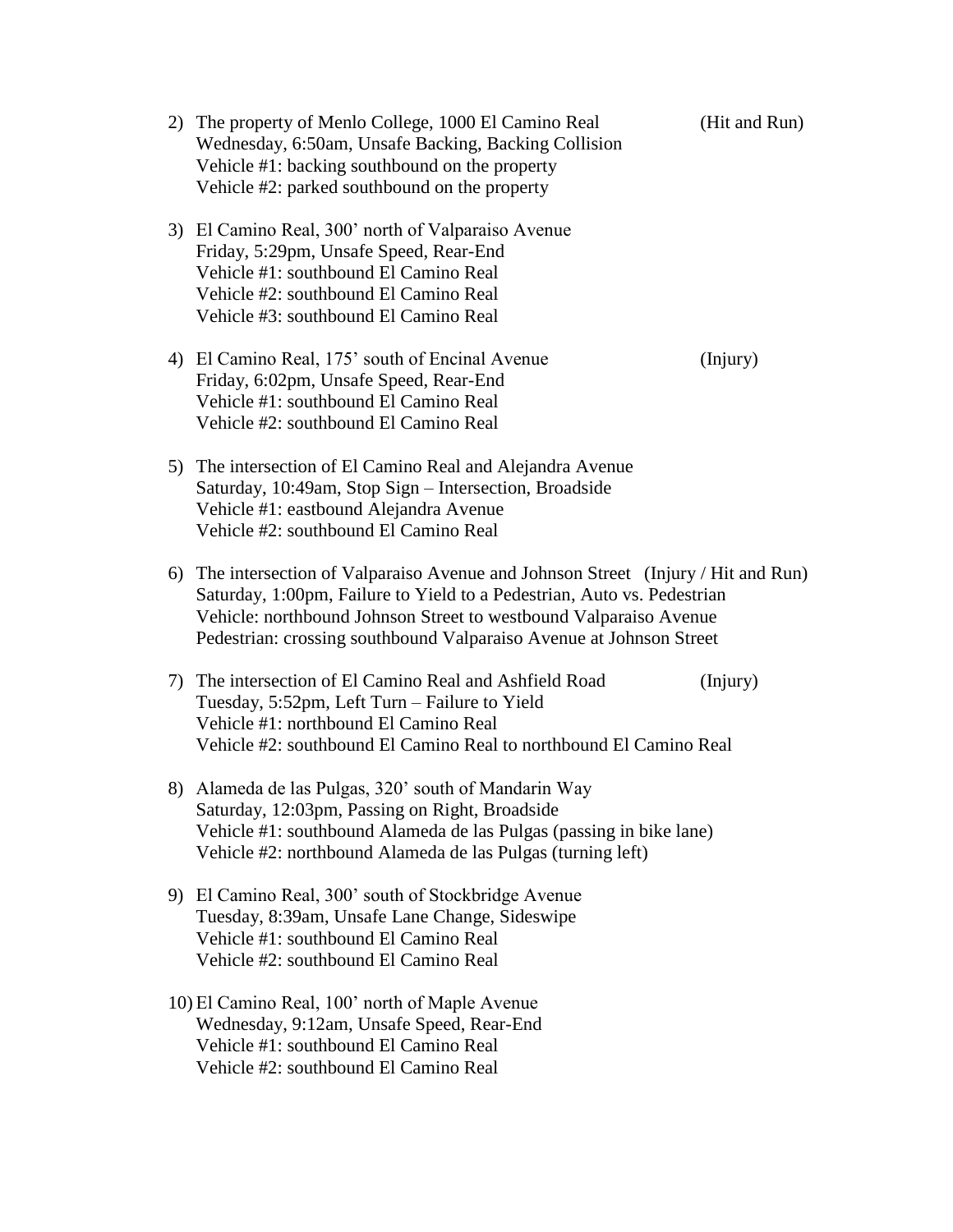2) The property of Menlo College, 1000 El Camino Real (Hit and Run)
   Wednesday, 6:50am, Unsafe Backing, Backing Collision
   Vehicle #1: backing southbound on the property
   Vehicle #2: parked southbound on the property

3) El Camino Real, 300' north of Valparaiso Avenue
   Friday, 5:29pm, Unsafe Speed, Rear-End
   Vehicle #1: southbound El Camino Real
   Vehicle #2: southbound El Camino Real
   Vehicle #3: southbound El Camino Real

4) El Camino Real, 175' south of Encinal Avenue (Injury)
   Friday, 6:02pm, Unsafe Speed, Rear-End
   Vehicle #1: southbound El Camino Real
   Vehicle #2: southbound El Camino Real

5) The intersection of El Camino Real and Alejandra Avenue
   Saturday, 10:49am, Stop Sign – Intersection, Broadside
   Vehicle #1: eastbound Alejandra Avenue
   Vehicle #2: southbound El Camino Real

6) The intersection of Valparaiso Avenue and Johnson Street (Injury / Hit and Run)
   Saturday, 1:00pm, Failure to Yield to a Pedestrian, Auto vs. Pedestrian
   Vehicle: northbound Johnson Street to westbound Valparaiso Avenue
   Pedestrian: crossing southbound Valparaiso Avenue at Johnson Street

7) The intersection of El Camino Real and Ashfield Road (Injury)
   Tuesday, 5:52pm, Left Turn – Failure to Yield
   Vehicle #1: northbound El Camino Real
   Vehicle #2: southbound El Camino Real to northbound El Camino Real

8) Alameda de las Pulgas, 320' south of Mandarin Way
   Saturday, 12:03pm, Passing on Right, Broadside
   Vehicle #1: southbound Alameda de las Pulgas (passing in bike lane)
   Vehicle #2: northbound Alameda de las Pulgas (turning left)

9) El Camino Real, 300' south of Stockbridge Avenue
   Tuesday, 8:39am, Unsafe Lane Change, Sideswipe
   Vehicle #1: southbound El Camino Real
   Vehicle #2: southbound El Camino Real

10) El Camino Real, 100' north of Maple Avenue
    Wednesday, 9:12am, Unsafe Speed, Rear-End
    Vehicle #1: southbound El Camino Real
    Vehicle #2: southbound El Camino Real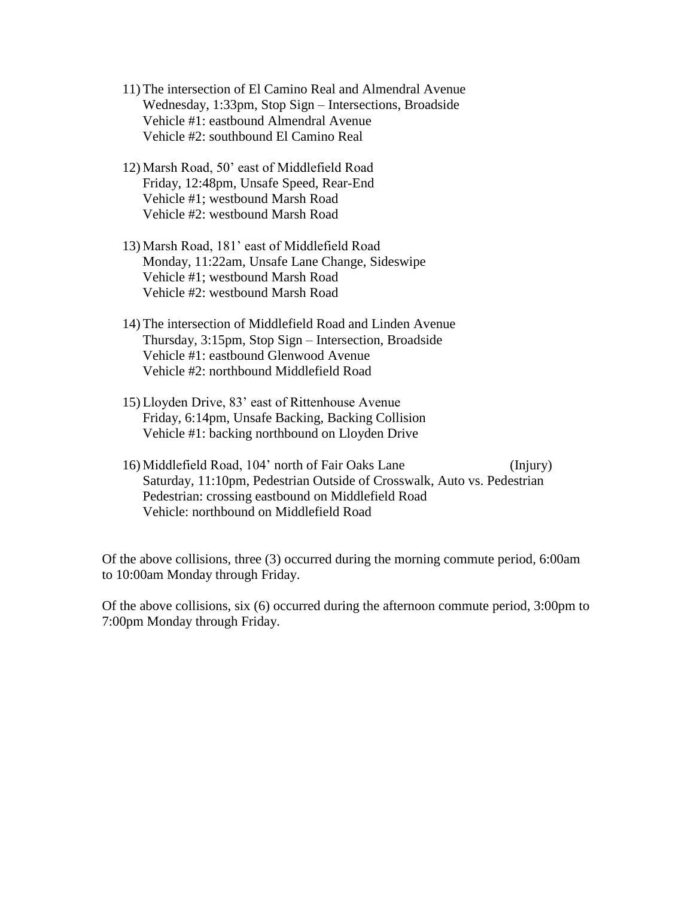11) The intersection of El Camino Real and Almendral Avenue
    Wednesday, 1:33pm, Stop Sign – Intersections, Broadside
    Vehicle #1: eastbound Almendral Avenue
    Vehicle #2: southbound El Camino Real

12) Marsh Road, 50' east of Middlefield Road
    Friday, 12:48pm, Unsafe Speed, Rear-End
    Vehicle #1; westbound Marsh Road
    Vehicle #2: westbound Marsh Road

13) Marsh Road, 181' east of Middlefield Road
    Monday, 11:22am, Unsafe Lane Change, Sideswipe
    Vehicle #1; westbound Marsh Road
    Vehicle #2: westbound Marsh Road

14) The intersection of Middlefield Road and Linden Avenue
    Thursday, 3:15pm, Stop Sign – Intersection, Broadside
    Vehicle #1: eastbound Glenwood Avenue
    Vehicle #2: northbound Middlefield Road

15) Lloyden Drive, 83' east of Rittenhouse Avenue
    Friday, 6:14pm, Unsafe Backing, Backing Collision
    Vehicle #1: backing northbound on Lloyden Drive

16) Middlefield Road, 104' north of Fair Oaks Lane (Injury)
    Saturday, 11:10pm, Pedestrian Outside of Crosswalk, Auto vs. Pedestrian
    Pedestrian: crossing eastbound on Middlefield Road
    Vehicle: northbound on Middlefield Road

Of the above collisions, three (3) occurred during the morning commute period, 6:00am to 10:00am Monday through Friday.

Of the above collisions, six (6) occurred during the afternoon commute period, 3:00pm to 7:00pm Monday through Friday.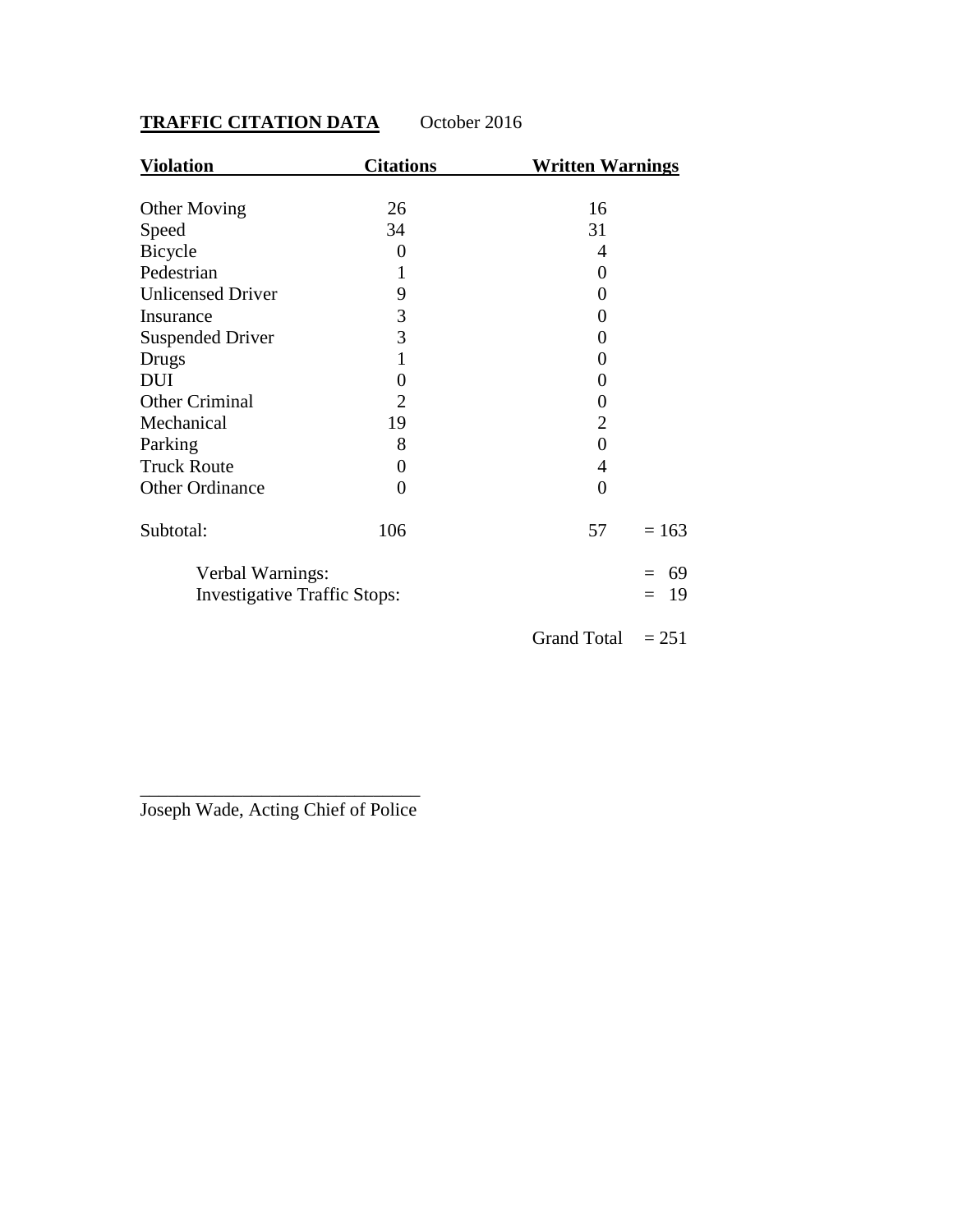**TRAFFIC CITATION DATA** October 2016

| Violation | Citations | Written Warnings | |
|---|---|---|---|
| Other Moving | 26 | 16 | |
| Speed | 34 | 31 | |
| Bicycle | 0 | 4 | |
| Pedestrian | 1 | 0 | |
| Unlicensed Driver | 9 | 0 | |
| Insurance | 3 | 0 | |
| Suspended Driver | 3 | 0 | |
| Drugs | 1 | 0 | |
| DUI | 0 | 0 | |
| Other Criminal | 2 | 0 | |
| Mechanical | 19 | 2 | |
| Parking | 8 | 0 | |
| Truck Route | 0 | 4 | |
| Other Ordinance | 0 | 0 | |
| Subtotal: | 106 | 57 | = 163 |
| Verbal Warnings: | | | = 69 |
| Investigative Traffic Stops: | | | = 19 |
| | | Grand Total | = 251 |

\_\_\_\_\_\_\_\_\_\_\_\_\_\_\_\_\_\_\_\_\_\_\_\_\_\_\_\_\_\_

Joseph Wade, Acting Chief of Police